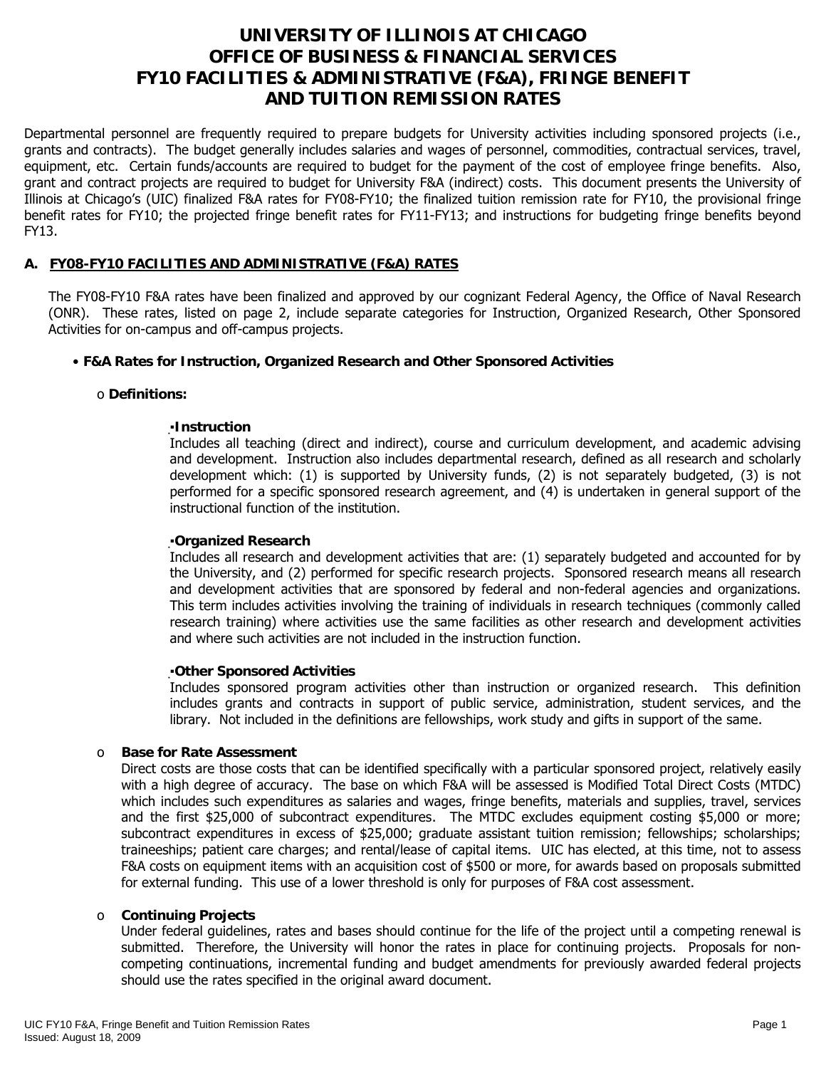# UNIVERSITY OF ILLINOIS AT CHICAGO
# OFFICE OF BUSINESS & FINANCIAL SERVICES
# FY10 FACILITIES & ADMINISTRATIVE (F&A), FRINGE BENEFIT AND TUITION REMISSION RATES

Departmental personnel are frequently required to prepare budgets for University activities including sponsored projects (i.e., grants and contracts). The budget generally includes salaries and wages of personnel, commodities, contractual services, travel, equipment, etc. Certain funds/accounts are required to budget for the payment of the cost of employee fringe benefits. Also, grant and contract projects are required to budget for University F&A (indirect) costs. This document presents the University of Illinois at Chicago's (UIC) finalized F&A rates for FY08-FY10; the finalized tuition remission rate for FY10, the provisional fringe benefit rates for FY10; the projected fringe benefit rates for FY11-FY13; and instructions for budgeting fringe benefits beyond FY13.

## A. FY08-FY10 FACILITIES AND ADMINISTRATIVE (F&A) RATES

The FY08-FY10 F&A rates have been finalized and approved by our cognizant Federal Agency, the Office of Naval Research (ONR). These rates, listed on page 2, include separate categories for Instruction, Organized Research, Other Sponsored Activities for on-campus and off-campus projects.

- **F&A Rates for Instruction, Organized Research and Other Sponsored Activities**

  - **Definitions:**

    - **Instruction**
      Includes all teaching (direct and indirect), course and curriculum development, and academic advising and development. Instruction also includes departmental research, defined as all research and scholarly development which: (1) is supported by University funds, (2) is not separately budgeted, (3) is not performed for a specific sponsored research agreement, and (4) is undertaken in general support of the instructional function of the institution.

    - **Organized Research**
      Includes all research and development activities that are: (1) separately budgeted and accounted for by the University, and (2) performed for specific research projects. Sponsored research means all research and development activities that are sponsored by federal and non-federal agencies and organizations. This term includes activities involving the training of individuals in research techniques (commonly called research training) where activities use the same facilities as other research and development activities and where such activities are not included in the instruction function.

    - **Other Sponsored Activities**
      Includes sponsored program activities other than instruction or organized research. This definition includes grants and contracts in support of public service, administration, student services, and the library. Not included in the definitions are fellowships, work study and gifts in support of the same.

  - **Base for Rate Assessment**
    Direct costs are those costs that can be identified specifically with a particular sponsored project, relatively easily with a high degree of accuracy. The base on which F&A will be assessed is Modified Total Direct Costs (MTDC) which includes such expenditures as salaries and wages, fringe benefits, materials and supplies, travel, services and the first $25,000 of subcontract expenditures. The MTDC excludes equipment costing $5,000 or more; subcontract expenditures in excess of $25,000; graduate assistant tuition remission; fellowships; scholarships; traineeships; patient care charges; and rental/lease of capital items. UIC has elected, at this time, not to assess F&A costs on equipment items with an acquisition cost of $500 or more, for awards based on proposals submitted for external funding. This use of a lower threshold is only for purposes of F&A cost assessment.

  - **Continuing Projects**
    Under federal guidelines, rates and bases should continue for the life of the project until a competing renewal is submitted. Therefore, the University will honor the rates in place for continuing projects. Proposals for non-competing continuations, incremental funding and budget amendments for previously awarded federal projects should use the rates specified in the original award document.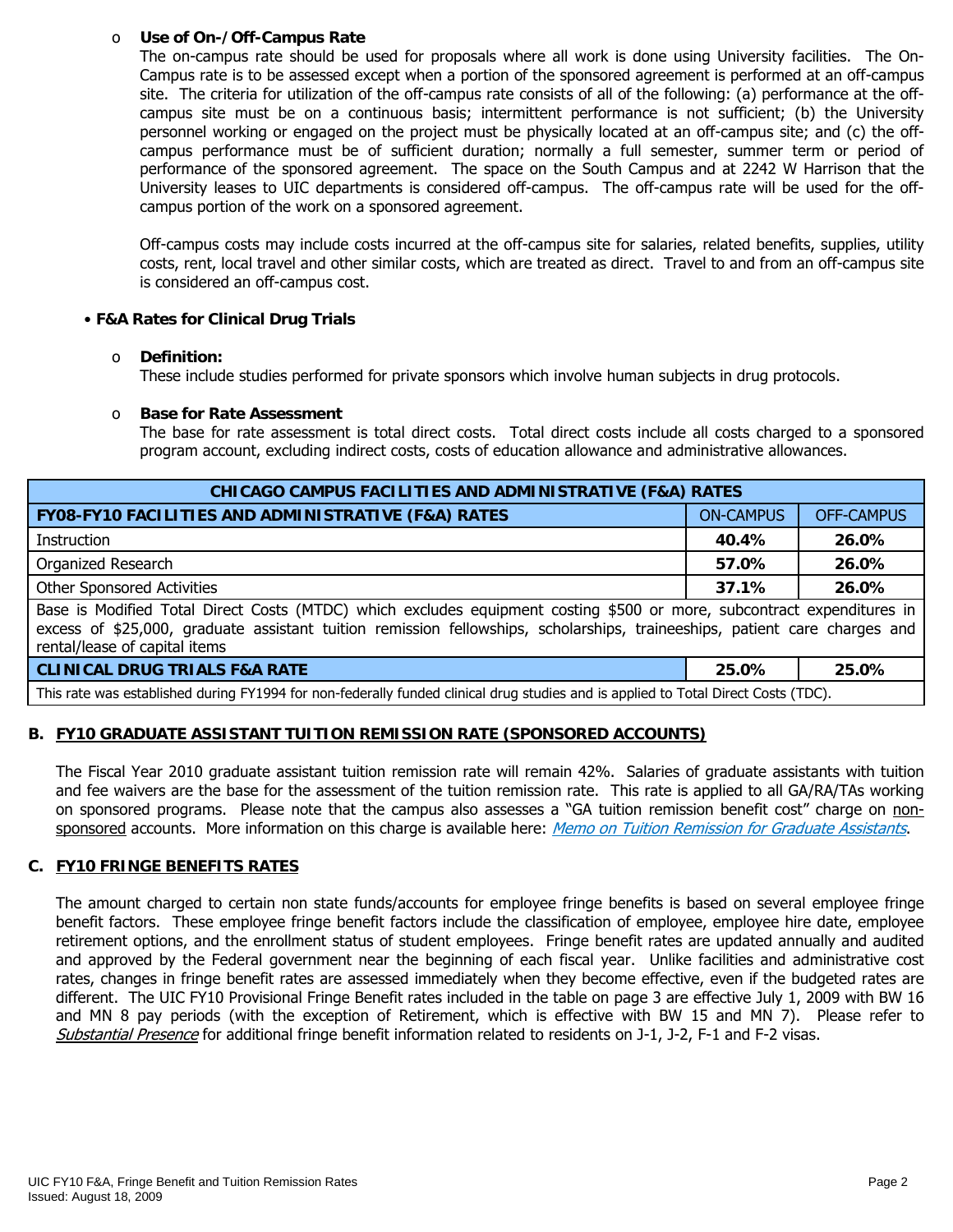- **Use of On-/Off-Campus Rate**

  The on-campus rate should be used for proposals where all work is done using University facilities. The On-Campus rate is to be assessed except when a portion of the sponsored agreement is performed at an off-campus site. The criteria for utilization of the off-campus rate consists of all of the following: (a) performance at the off-campus site must be on a continuous basis; intermittent performance is not sufficient; (b) the University personnel working or engaged on the project must be physically located at an off-campus site; and (c) the off-campus performance must be of sufficient duration; normally a full semester, summer term or period of performance of the sponsored agreement. The space on the South Campus and at 2242 W Harrison that the University leases to UIC departments is considered off-campus. The off-campus rate will be used for the off-campus portion of the work on a sponsored agreement.

  Off-campus costs may include costs incurred at the off-campus site for salaries, related benefits, supplies, utility costs, rent, local travel and other similar costs, which are treated as direct. Travel to and from an off-campus site is considered an off-campus cost.

- **F&A Rates for Clinical Drug Trials**

  - **Definition:**

    These include studies performed for private sponsors which involve human subjects in drug protocols.

  - **Base for Rate Assessment**

    The base for rate assessment is total direct costs. Total direct costs include all costs charged to a sponsored program account, excluding indirect costs, costs of education allowance and administrative allowances.

| CHICAGO CAMPUS FACILITIES AND ADMINISTRATIVE (F&A) RATES | | |
|---|---|---|
| **FY08-FY10 FACILITIES AND ADMINISTRATIVE (F&A) RATES** | ON-CAMPUS | OFF-CAMPUS |
| Instruction | **40.4%** | **26.0%** |
| Organized Research | **57.0%** | **26.0%** |
| Other Sponsored Activities | **37.1%** | **26.0%** |
| Base is Modified Total Direct Costs (MTDC) which excludes equipment costing $500 or more, subcontract expenditures in excess of $25,000, graduate assistant tuition remission fellowships, scholarships, traineeships, patient care charges and rental/lease of capital items | | |
| **CLINICAL DRUG TRIALS F&A RATE** | **25.0%** | **25.0%** |
| This rate was established during FY1994 for non-federally funded clinical drug studies and is applied to Total Direct Costs (TDC). | | |

## B. FY10 GRADUATE ASSISTANT TUITION REMISSION RATE (SPONSORED ACCOUNTS)

The Fiscal Year 2010 graduate assistant tuition remission rate will remain 42%. Salaries of graduate assistants with tuition and fee waivers are the base for the assessment of the tuition remission rate. This rate is applied to all GA/RA/TAs working on sponsored programs. Please note that the campus also assesses a "GA tuition remission benefit cost" charge on non-sponsored accounts. More information on this charge is available here: *Memo on Tuition Remission for Graduate Assistants*.

## C. FY10 FRINGE BENEFITS RATES

The amount charged to certain non state funds/accounts for employee fringe benefits is based on several employee fringe benefit factors. These employee fringe benefit factors include the classification of employee, employee hire date, employee retirement options, and the enrollment status of student employees. Fringe benefit rates are updated annually and audited and approved by the Federal government near the beginning of each fiscal year. Unlike facilities and administrative cost rates, changes in fringe benefit rates are assessed immediately when they become effective, even if the budgeted rates are different. The UIC FY10 Provisional Fringe Benefit rates included in the table on page 3 are effective July 1, 2009 with BW 16 and MN 8 pay periods (with the exception of Retirement, which is effective with BW 15 and MN 7). Please refer to *Substantial Presence* for additional fringe benefit information related to residents on J-1, J-2, F-1 and F-2 visas.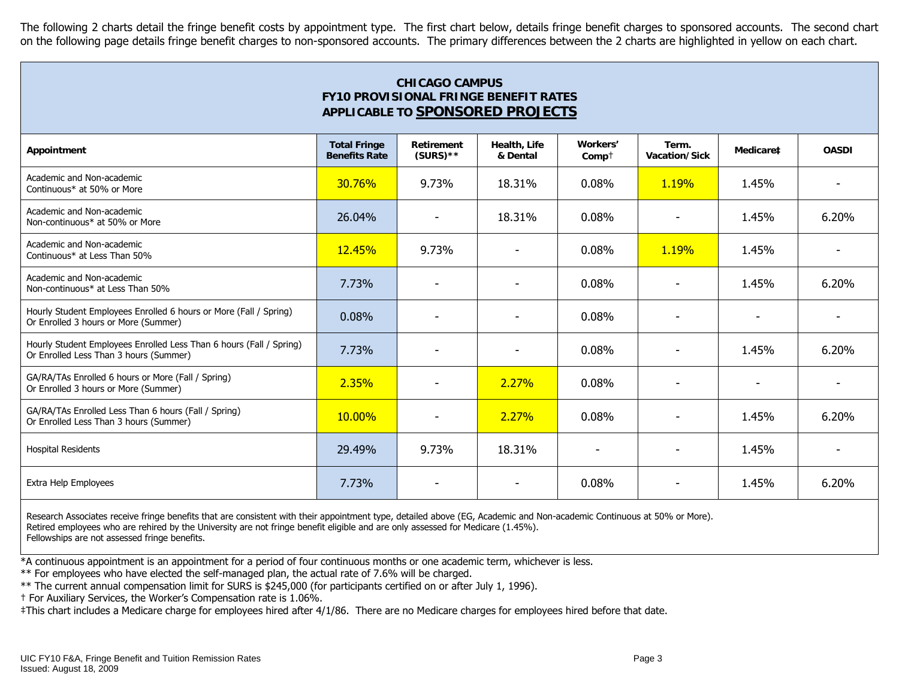The following 2 charts detail the fringe benefit costs by appointment type. The first chart below, details fringe benefit charges to sponsored accounts. The second chart on the following page details fringe benefit charges to non-sponsored accounts. The primary differences between the 2 charts are highlighted in yellow on each chart.

## CHICAGO CAMPUS
## FY10 PROVISIONAL FRINGE BENEFIT RATES
## APPLICABLE TO SPONSORED PROJECTS

| Appointment | Total Fringe Benefits Rate | Retirement (SURS)** | Health, Life & Dental | Workers' Comp† | Term. Vacation/Sick | Medicare‡ | OASDI |
|---|---|---|---|---|---|---|---|
| Academic and Non-academic Continuous* at 50% or More | 30.76% | 9.73% | 18.31% | 0.08% | 1.19% | 1.45% | - |
| Academic and Non-academic Non-continuous* at 50% or More | 26.04% | - | 18.31% | 0.08% | - | 1.45% | 6.20% |
| Academic and Non-academic Continuous* at Less Than 50% | 12.45% | 9.73% | - | 0.08% | 1.19% | 1.45% | - |
| Academic and Non-academic Non-continuous* at Less Than 50% | 7.73% | - | - | 0.08% | - | 1.45% | 6.20% |
| Hourly Student Employees Enrolled 6 hours or More (Fall / Spring) Or Enrolled 3 hours or More (Summer) | 0.08% | - | - | 0.08% | - | - | - |
| Hourly Student Employees Enrolled Less Than 6 hours (Fall / Spring) Or Enrolled Less Than 3 hours (Summer) | 7.73% | - | - | 0.08% | - | 1.45% | 6.20% |
| GA/RA/TAs Enrolled 6 hours or More (Fall / Spring) Or Enrolled 3 hours or More (Summer) | 2.35% | - | 2.27% | 0.08% | - | - | - |
| GA/RA/TAs Enrolled Less Than 6 hours (Fall / Spring) Or Enrolled Less Than 3 hours (Summer) | 10.00% | - | 2.27% | 0.08% | - | 1.45% | 6.20% |
| Hospital Residents | 29.49% | 9.73% | 18.31% | - | - | 1.45% | - |
| Extra Help Employees | 7.73% | - | - | 0.08% | - | 1.45% | 6.20% |

Research Associates receive fringe benefits that are consistent with their appointment type, detailed above (EG, Academic and Non-academic Continuous at 50% or More).
Retired employees who are rehired by the University are not fringe benefit eligible and are only assessed for Medicare (1.45%).
Fellowships are not assessed fringe benefits.

*A continuous appointment is an appointment for a period of four continuous months or one academic term, whichever is less.
** For employees who have elected the self-managed plan, the actual rate of 7.6% will be charged.
** The current annual compensation limit for SURS is $245,000 (for participants certified on or after July 1, 1996).
† For Auxiliary Services, the Worker's Compensation rate is 1.06%.
‡This chart includes a Medicare charge for employees hired after 4/1/86. There are no Medicare charges for employees hired before that date.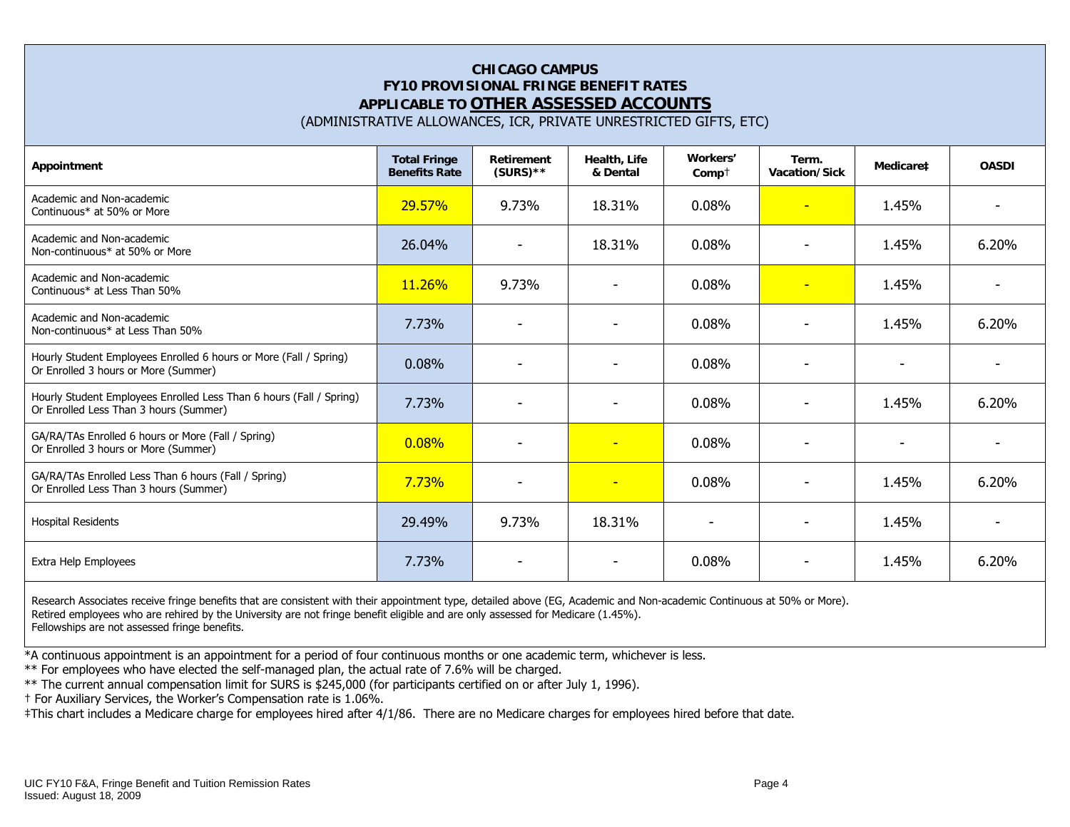**CHICAGO CAMPUS**
**FY10 PROVISIONAL FRINGE BENEFIT RATES**
**APPLICABLE TO <u>OTHER ASSESSED ACCOUNTS</u>**
(ADMINISTRATIVE ALLOWANCES, ICR, PRIVATE UNRESTRICTED GIFTS, ETC)

| Appointment | Total Fringe Benefits Rate | Retirement (SURS)** | Health, Life & Dental | Workers' Comp† | Term. Vacation/Sick | Medicare‡ | OASDI |
|---|---|---|---|---|---|---|---|
| Academic and Non-academic Continuous* at 50% or More | 29.57% | 9.73% | 18.31% | 0.08% | - | 1.45% | - |
| Academic and Non-academic Non-continuous* at 50% or More | 26.04% | - | 18.31% | 0.08% | - | 1.45% | 6.20% |
| Academic and Non-academic Continuous* at Less Than 50% | 11.26% | 9.73% | - | 0.08% | - | 1.45% | - |
| Academic and Non-academic Non-continuous* at Less Than 50% | 7.73% | - | - | 0.08% | - | 1.45% | 6.20% |
| Hourly Student Employees Enrolled 6 hours or More (Fall / Spring) Or Enrolled 3 hours or More (Summer) | 0.08% | - | - | 0.08% | - | - | - |
| Hourly Student Employees Enrolled Less Than 6 hours (Fall / Spring) Or Enrolled Less Than 3 hours (Summer) | 7.73% | - | - | 0.08% | - | 1.45% | 6.20% |
| GA/RA/TAs Enrolled 6 hours or More (Fall / Spring) Or Enrolled 3 hours or More (Summer) | 0.08% | - | - | 0.08% | - | - | - |
| GA/RA/TAs Enrolled Less Than 6 hours (Fall / Spring) Or Enrolled Less Than 3 hours (Summer) | 7.73% | - | - | 0.08% | - | 1.45% | 6.20% |
| Hospital Residents | 29.49% | 9.73% | 18.31% | - | - | 1.45% | - |
| Extra Help Employees | 7.73% | - | - | 0.08% | - | 1.45% | 6.20% |

Research Associates receive fringe benefits that are consistent with their appointment type, detailed above (EG, Academic and Non-academic Continuous at 50% or More).
Retired employees who are rehired by the University are not fringe benefit eligible and are only assessed for Medicare (1.45%).
Fellowships are not assessed fringe benefits.

*A continuous appointment is an appointment for a period of four continuous months or one academic term, whichever is less.
** For employees who have elected the self-managed plan, the actual rate of 7.6% will be charged.
** The current annual compensation limit for SURS is $245,000 (for participants certified on or after July 1, 1996).
† For Auxiliary Services, the Worker's Compensation rate is 1.06%.
‡This chart includes a Medicare charge for employees hired after 4/1/86. There are no Medicare charges for employees hired before that date.

UIC FY10 F&A, Fringe Benefit and Tuition Remission Rates
Issued: August 18, 2009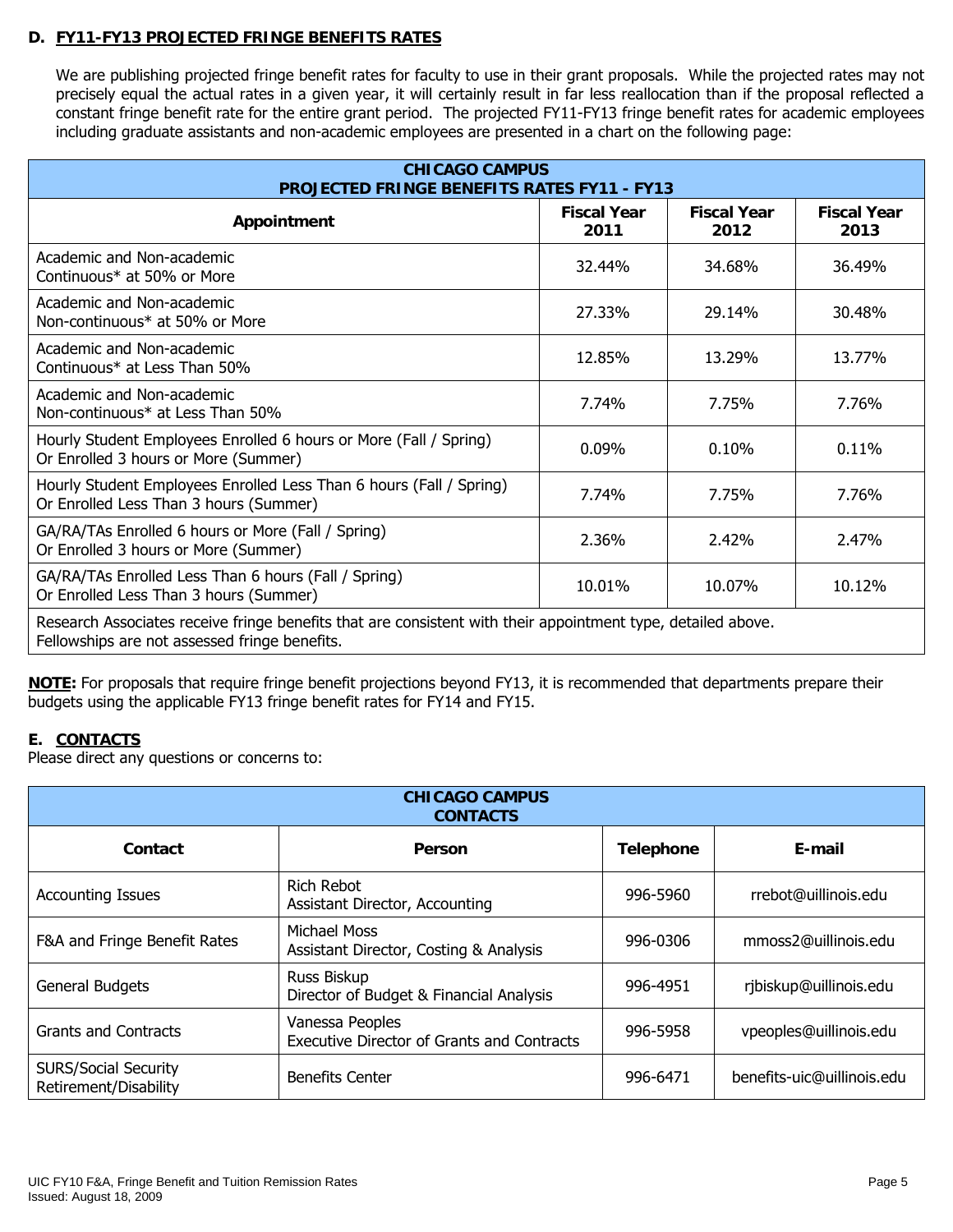## D. FY11-FY13 PROJECTED FRINGE BENEFITS RATES

We are publishing projected fringe benefit rates for faculty to use in their grant proposals. While the projected rates may not precisely equal the actual rates in a given year, it will certainly result in far less reallocation than if the proposal reflected a constant fringe benefit rate for the entire grant period. The projected FY11-FY13 fringe benefit rates for academic employees including graduate assistants and non-academic employees are presented in a chart on the following page:

| CHICAGO CAMPUS PROJECTED FRINGE BENEFITS RATES FY11 - FY13 | | | |
|---|---|---|---|
| **Appointment** | **Fiscal Year 2011** | **Fiscal Year 2012** | **Fiscal Year 2013** |
| Academic and Non-academic Continuous* at 50% or More | 32.44% | 34.68% | 36.49% |
| Academic and Non-academic Non-continuous* at 50% or More | 27.33% | 29.14% | 30.48% |
| Academic and Non-academic Continuous* at Less Than 50% | 12.85% | 13.29% | 13.77% |
| Academic and Non-academic Non-continuous* at Less Than 50% | 7.74% | 7.75% | 7.76% |
| Hourly Student Employees Enrolled 6 hours or More (Fall / Spring) Or Enrolled 3 hours or More (Summer) | 0.09% | 0.10% | 0.11% |
| Hourly Student Employees Enrolled Less Than 6 hours (Fall / Spring) Or Enrolled Less Than 3 hours (Summer) | 7.74% | 7.75% | 7.76% |
| GA/RA/TAs Enrolled 6 hours or More (Fall / Spring) Or Enrolled 3 hours or More (Summer) | 2.36% | 2.42% | 2.47% |
| GA/RA/TAs Enrolled Less Than 6 hours (Fall / Spring) Or Enrolled Less Than 3 hours (Summer) | 10.01% | 10.07% | 10.12% |
| Research Associates receive fringe benefits that are consistent with their appointment type, detailed above. Fellowships are not assessed fringe benefits. | | | |

**NOTE:** For proposals that require fringe benefit projections beyond FY13, it is recommended that departments prepare their budgets using the applicable FY13 fringe benefit rates for FY14 and FY15.

## E. CONTACTS

Please direct any questions or concerns to:

| CHICAGO CAMPUS CONTACTS | | | |
|---|---|---|---|
| **Contact** | **Person** | **Telephone** | **E-mail** |
| Accounting Issues | Rich Rebot<br>Assistant Director, Accounting | 996-5960 | rrebot@uillinois.edu |
| F&A and Fringe Benefit Rates | Michael Moss<br>Assistant Director, Costing & Analysis | 996-0306 | mmoss2@uillinois.edu |
| General Budgets | Russ Biskup<br>Director of Budget & Financial Analysis | 996-4951 | rjbiskup@uillinois.edu |
| Grants and Contracts | Vanessa Peoples<br>Executive Director of Grants and Contracts | 996-5958 | vpeoples@uillinois.edu |
| SURS/Social Security Retirement/Disability | Benefits Center | 996-6471 | benefits-uic@uillinois.edu |